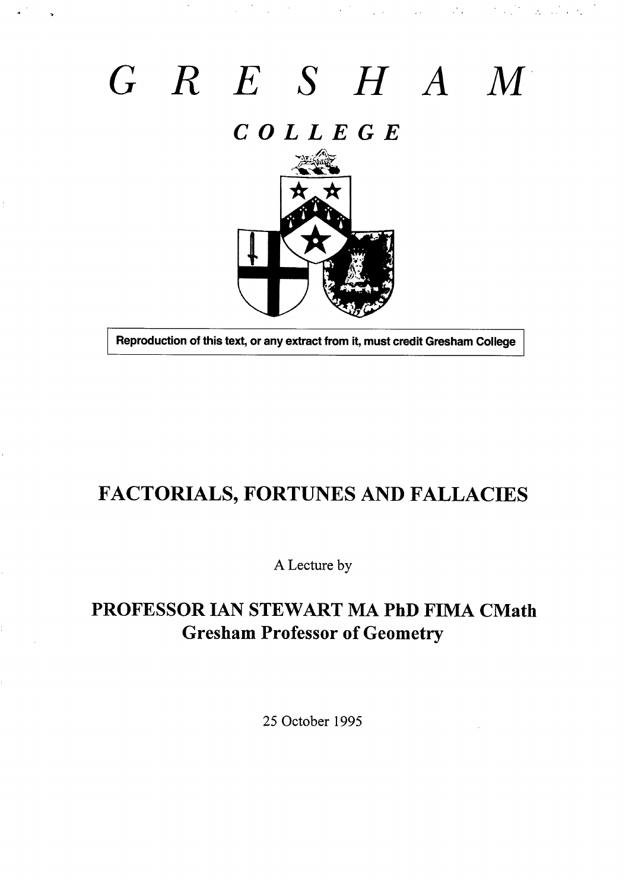# GRESHAM

## COLLEGE

Reproduction of this text, or any extract from it, must credit Gresham College

# FACTORIALS, FORTUNES AND FALLACIES

A Lecture by

## PROFESSOR IAN STEWART MA PhD FIMA CMath
## Gresham Professor of Geometry

25 October 1995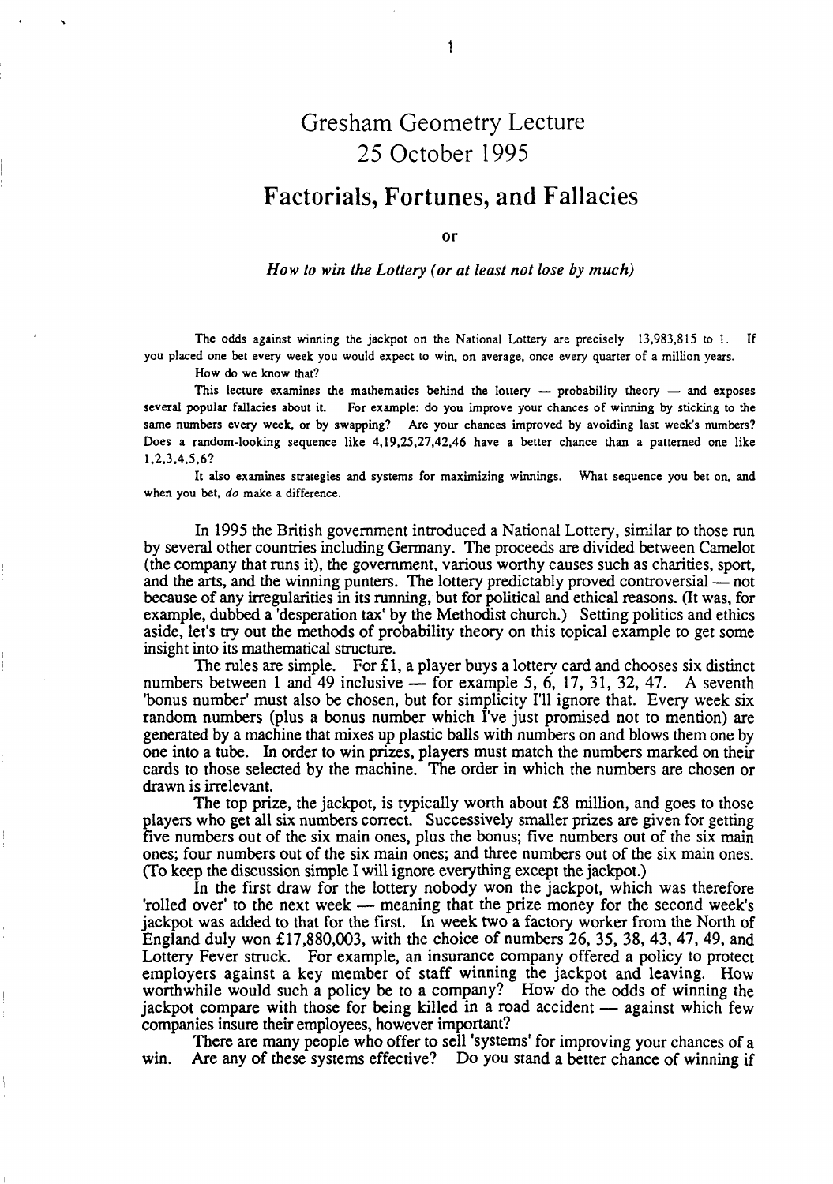# Gresham Geometry Lecture
25 October 1995

# Factorials, Fortunes, and Fallacies

**or**

### *How to win the Lottery (or at least not lose by much)*

The odds against winning the jackpot on the National Lottery are precisely 13,983,815 to 1. If you placed one bet every week you would expect to win, on average, once every quarter of a million years.

How do we know that?

This lecture examines the mathematics behind the lottery — probability theory — and exposes several popular fallacies about it. For example: do you improve your chances of winning by sticking to the same numbers every week, or by swapping? Are your chances improved by avoiding last week's numbers? Does a random-looking sequence like 4,19,25,27,42,46 have a better chance than a patterned one like 1,2,3,4,5,6?

It also examines strategies and systems for maximizing winnings. What sequence you bet on, and when you bet, *do* make a difference.

In 1995 the British government introduced a National Lottery, similar to those run by several other countries including Germany. The proceeds are divided between Camelot (the company that runs it), the government, various worthy causes such as charities, sport, and the arts, and the winning punters. The lottery predictably proved controversial — not because of any irregularities in its running, but for political and ethical reasons. (It was, for example, dubbed a 'desperation tax' by the Methodist church.) Setting politics and ethics aside, let's try out the methods of probability theory on this topical example to get some insight into its mathematical structure.

The rules are simple. For £1, a player buys a lottery card and chooses six distinct numbers between 1 and 49 inclusive — for example 5, 6, 17, 31, 32, 47. A seventh 'bonus number' must also be chosen, but for simplicity I'll ignore that. Every week six random numbers (plus a bonus number which I've just promised not to mention) are generated by a machine that mixes up plastic balls with numbers on and blows them one by one into a tube. In order to win prizes, players must match the numbers marked on their cards to those selected by the machine. The order in which the numbers are chosen or drawn is irrelevant.

The top prize, the jackpot, is typically worth about £8 million, and goes to those players who get all six numbers correct. Successively smaller prizes are given for getting five numbers out of the six main ones, plus the bonus; five numbers out of the six main ones; four numbers out of the six main ones; and three numbers out of the six main ones. (To keep the discussion simple I will ignore everything except the jackpot.)

In the first draw for the lottery nobody won the jackpot, which was therefore 'rolled over' to the next week — meaning that the prize money for the second week's jackpot was added to that for the first. In week two a factory worker from the North of England duly won £17,880,003, with the choice of numbers 26, 35, 38, 43, 47, 49, and Lottery Fever struck. For example, an insurance company offered a policy to protect employers against a key member of staff winning the jackpot and leaving. How worthwhile would such a policy be to a company? How do the odds of winning the jackpot compare with those for being killed in a road accident — against which few companies insure their employees, however important?

There are many people who offer to sell 'systems' for improving your chances of a win. Are any of these systems effective? Do you stand a better chance of winning if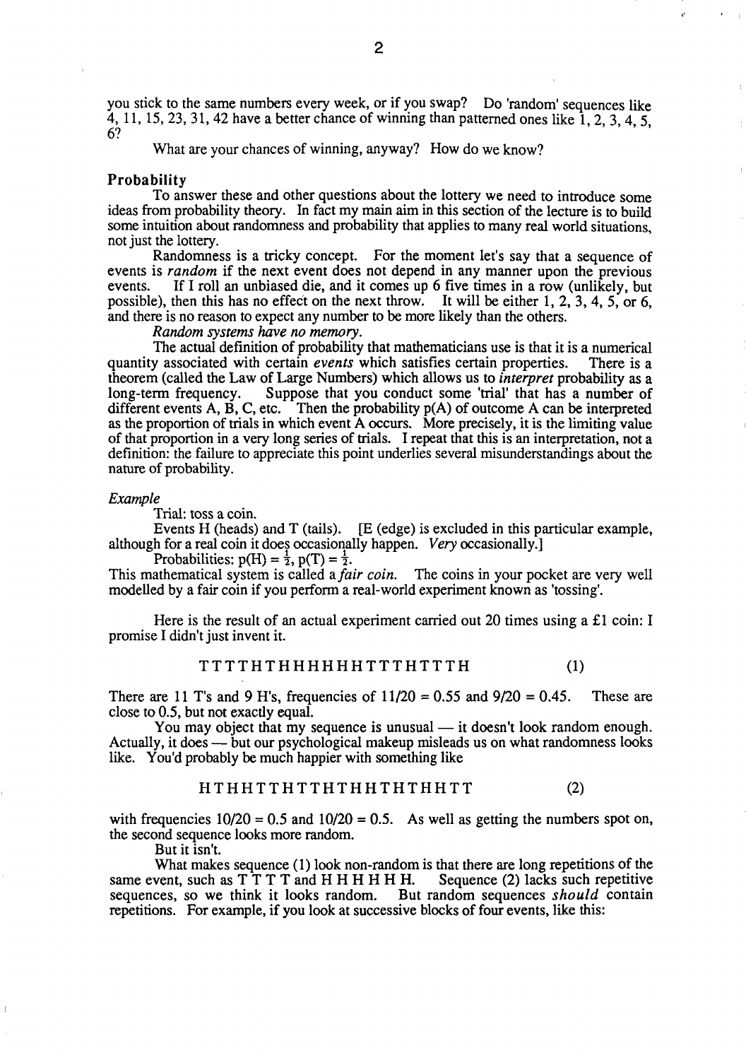you stick to the same numbers every week, or if you swap? Do 'random' sequences like 4, 11, 15, 23, 31, 42 have a better chance of winning than patterned ones like 1, 2, 3, 4, 5, 6?

What are your chances of winning, anyway? How do we know?

### Probability

To answer these and other questions about the lottery we need to introduce some ideas from probability theory. In fact my main aim in this section of the lecture is to build some intuition about randomness and probability that applies to many real world situations, not just the lottery.

Randomness is a tricky concept. For the moment let's say that a sequence of events is *random* if the next event does not depend in any manner upon the previous events. If I roll an unbiased die, and it comes up 6 five times in a row (unlikely, but possible), then this has no effect on the next throw. It will be either 1, 2, 3, 4, 5, or 6, and there is no reason to expect any number to be more likely than the others.

*Random systems have no memory.*

The actual definition of probability that mathematicians use is that it is a numerical quantity associated with certain *events* which satisfies certain properties. There is a theorem (called the Law of Large Numbers) which allows us to *interpret* probability as a long-term frequency. Suppose that you conduct some 'trial' that has a number of different events A, B, C, etc. Then the probability p(A) of outcome A can be interpreted as the proportion of trials in which event A occurs. More precisely, it is the limiting value of that proportion in a very long series of trials. I repeat that this is an interpretation, not a definition: the failure to appreciate this point underlies several misunderstandings about the nature of probability.

*Example*

Trial: toss a coin.

Events H (heads) and T (tails). [E (edge) is excluded in this particular example, although for a real coin it does occasionally happen. *Very* occasionally.]

Probabilities: $p(H) = \frac{1}{2}$, $p(T) = \frac{1}{2}$.

This mathematical system is called a *fair coin*. The coins in your pocket are very well modelled by a fair coin if you perform a real-world experiment known as 'tossing'.

Here is the result of an actual experiment carried out 20 times using a £1 coin: I promise I didn't just invent it.

T T T T H T H H H H H H T T T H T T T H (1)

There are 11 T's and 9 H's, frequencies of 11/20 = 0.55 and 9/20 = 0.45. These are close to 0.5, but not exactly equal.

You may object that my sequence is unusual — it doesn't look random enough. Actually, it does — but our psychological makeup misleads us on what randomness looks like. You'd probably be much happier with something like

H T H H T T H T T H T H H T H T H H T T (2)

with frequencies 10/20 = 0.5 and 10/20 = 0.5. As well as getting the numbers spot on, the second sequence looks more random.

But it isn't.

What makes sequence (1) look non-random is that there are long repetitions of the same event, such as T T T T and H H H H H H. Sequence (2) lacks such repetitive sequences, so we think it looks random. But random sequences *should* contain repetitions. For example, if you look at successive blocks of four events, like this: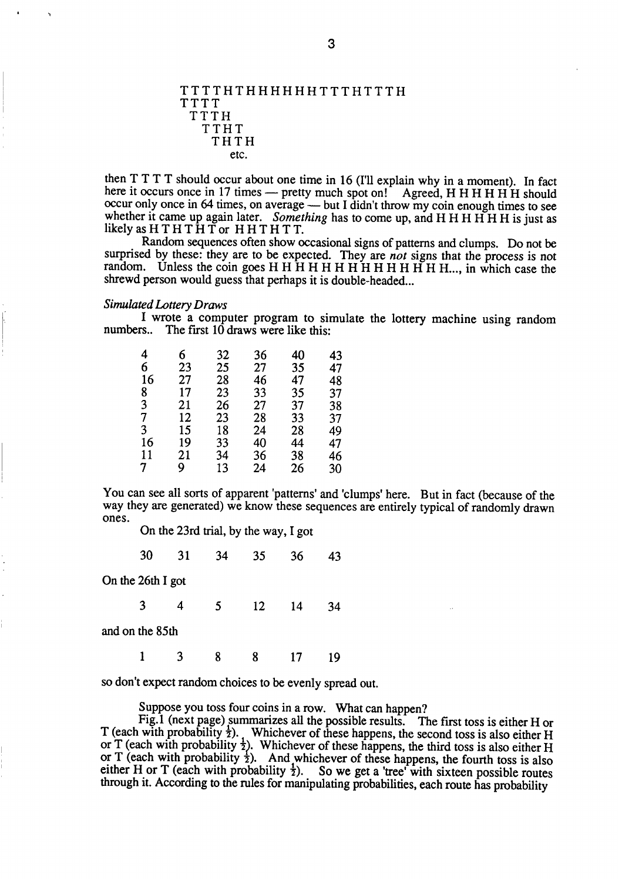T T T T H T H H H H H H T T T H T T T H  
T T T T  
T T T H  
T T H T  
T H T H  
etc.

then T T T T should occur about one time in 16 (I'll explain why in a moment). In fact here it occurs once in 17 times — pretty much spot on! Agreed, H H H H H H should occur only once in 64 times, on average — but I didn't throw my coin enough times to see whether it came up again later. *Something* has to come up, and H H H H H H is just as likely as H T H T H T or H H T H T T.

Random sequences often show occasional signs of patterns and clumps. Do not be surprised by these: they are to be expected. They are *not* signs that the process is not random. Unless the coin goes H H H H H H H H H H H H H..., in which case the shrewd person would guess that perhaps it is double-headed...

*Simulated Lottery Draws*

I wrote a computer program to simulate the lottery machine using random numbers.. The first 10 draws were like this:

| | | | | | |
|---|---|---|---|---|---|
| 4 | 6 | 32 | 36 | 40 | 43 |
| 6 | 23 | 25 | 27 | 35 | 47 |
| 16 | 27 | 28 | 46 | 47 | 48 |
| 8 | 17 | 23 | 33 | 35 | 37 |
| 3 | 21 | 26 | 27 | 37 | 38 |
| 7 | 12 | 23 | 28 | 33 | 37 |
| 3 | 15 | 18 | 24 | 28 | 49 |
| 16 | 19 | 33 | 40 | 44 | 47 |
| 11 | 21 | 34 | 36 | 38 | 46 |
| 7 | 9 | 13 | 24 | 26 | 30 |

You can see all sorts of apparent 'patterns' and 'clumps' here. But in fact (because of the way they are generated) we know these sequences are entirely typical of randomly drawn ones.

On the 23rd trial, by the way, I got

30 31 34 35 36 43

On the 26th I got

3 4 5 12 14 34

and on the 85th

1 3 8 8 17 19

so don't expect random choices to be evenly spread out.

Suppose you toss four coins in a row. What can happen?

Fig.1 (next page) summarizes all the possible results. The first toss is either H or T (each with probability $\frac{1}{2}$). Whichever of these happens, the second toss is also either H or T (each with probability $\frac{1}{2}$). Whichever of these happens, the third toss is also either H or T (each with probability $\frac{1}{2}$). And whichever of these happens, the fourth toss is also either H or T (each with probability $\frac{1}{2}$). So we get a 'tree' with sixteen possible routes through it. According to the rules for manipulating probabilities, each route has probability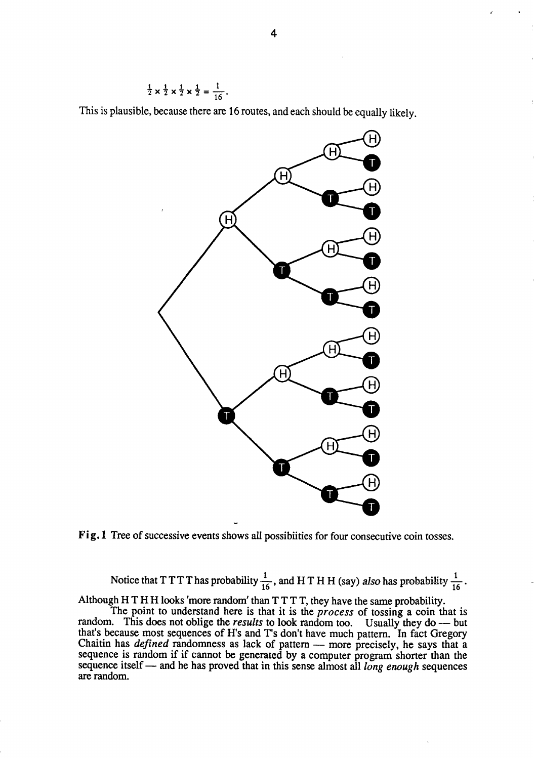$$\frac{1}{2} \times \frac{1}{2} \times \frac{1}{2} \times \frac{1}{2} = \frac{1}{16}.$$

This is plausible, because there are 16 routes, and each should be equally likely.

**Fig. 1** Tree of successive events shows all possibiities for four consecutive coin tosses.

Notice that T T T T has probability $\frac{1}{16}$, and H T H H (say) *also* has probability $\frac{1}{16}$.

Although H T H H looks 'more random' than T T T T, they have the same probability.

The point to understand here is that it is the *process* of tossing a coin that is random. This does not oblige the *results* to look random too. Usually they do — but that's because most sequences of H's and T's don't have much pattern. In fact Gregory Chaitin has *defined* randomness as lack of pattern — more precisely, he says that a sequence is random if if cannot be generated by a computer program shorter than the sequence itself — and he has proved that in this sense almost all *long enough* sequences are random.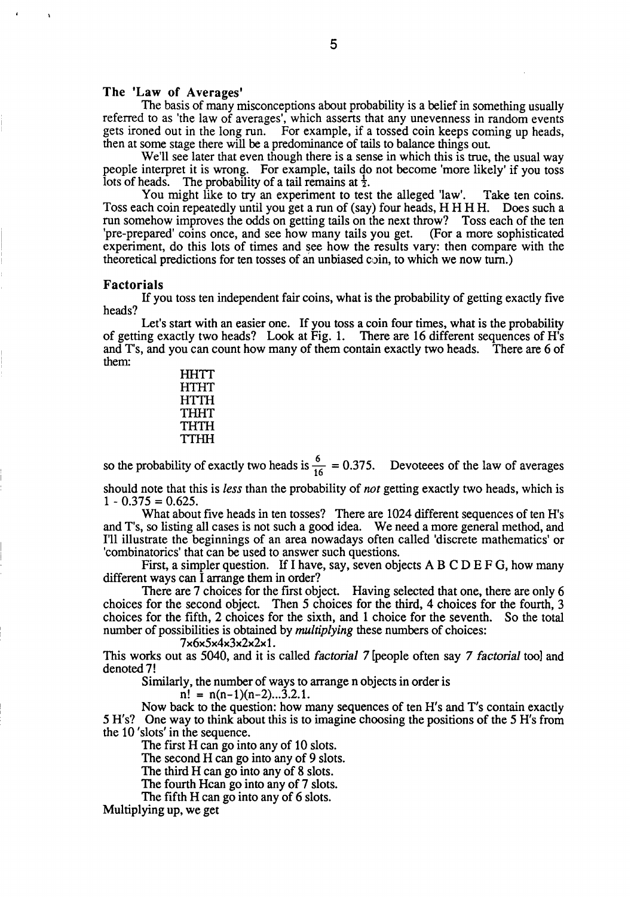### The 'Law of Averages'

The basis of many misconceptions about probability is a belief in something usually referred to as 'the law of averages', which asserts that any unevenness in random events gets ironed out in the long run. For example, if a tossed coin keeps coming up heads, then at some stage there will be a predominance of tails to balance things out.

We'll see later that even though there is a sense in which this is true, the usual way people interpret it is wrong. For example, tails do not become 'more likely' if you toss lots of heads. The probability of a tail remains at $\frac{1}{2}$.

You might like to try an experiment to test the alleged 'law'. Take ten coins. Toss each coin repeatedly until you get a run of (say) four heads, H H H H. Does such a run somehow improves the odds on getting tails on the next throw? Toss each of the ten 'pre-prepared' coins once, and see how many tails you get. (For a more sophisticated experiment, do this lots of times and see how the results vary: then compare with the theoretical predictions for ten tosses of an unbiased coin, to which we now turn.)

### Factorials

If you toss ten independent fair coins, what is the probability of getting exactly five heads?

Let's start with an easier one. If you toss a coin four times, what is the probability of getting exactly two heads? Look at Fig. 1. There are 16 different sequences of H's and T's, and you can count how many of them contain exactly two heads. There are 6 of them:

HHTT
HTHT
HTTH
THHT
THTH
TTHH

so the probability of exactly two heads is $\frac{6}{16} = 0.375$. Devoteees of the law of averages should note that this is *less* than the probability of *not* getting exactly two heads, which is $1 - 0.375 = 0.625$.

What about five heads in ten tosses? There are 1024 different sequences of ten H's and T's, so listing all cases is not such a good idea. We need a more general method, and I'll illustrate the beginnings of an area nowadays often called 'discrete mathematics' or 'combinatorics' that can be used to answer such questions.

First, a simpler question. If I have, say, seven objects A B C D E F G, how many different ways can I arrange them in order?

There are 7 choices for the first object. Having selected that one, there are only 6 choices for the second object. Then 5 choices for the third, 4 choices for the fourth, 3 choices for the fifth, 2 choices for the sixth, and 1 choice for the seventh. So the total number of possibilities is obtained by *multiplying* these numbers of choices:

$$7 \times 6 \times 5 \times 4 \times 3 \times 2 \times 1.$$

This works out as 5040, and it is called *factorial* 7 [people often say *7 factorial* too] and denoted 7!

Similarly, the number of ways to arrange n objects in order is

$$n! = n(n-1)(n-2)\ldots 3.2.1.$$

Now back to the question: how many sequences of ten H's and T's contain exactly 5 H's? One way to think about this is to imagine choosing the positions of the 5 H's from the 10 'slots' in the sequence.

The first H can go into any of 10 slots.
The second H can go into any of 9 slots.
The third H can go into any of 8 slots.
The fourth Hcan go into any of 7 slots.
The fifth H can go into any of 6 slots.

Multiplying up, we get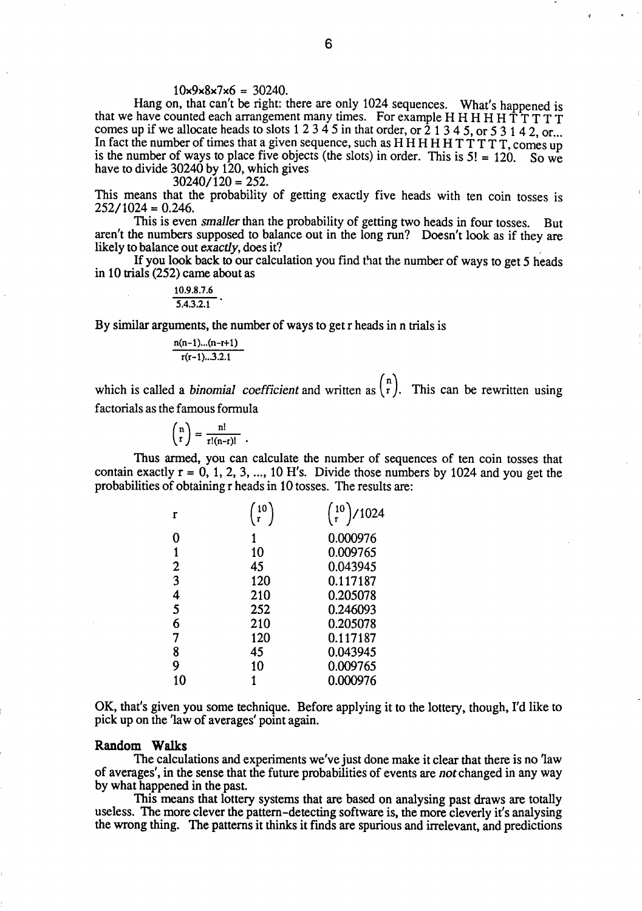$$10 \times 9 \times 8 \times 7 \times 6 = 30240.$$

Hang on, that can't be right: there are only 1024 sequences. What's happened is that we have counted each arrangement many times. For example H H H H H T T T T T comes up if we allocate heads to slots 1 2 3 4 5 in that order, or 2 1 3 4 5, or 5 3 1 4 2, or... In fact the number of times that a given sequence, such as H H H H H T T T T T, comes up is the number of ways to place five objects (the slots) in order. This is 5! = 120. So we have to divide 30240 by 120, which gives

$$30240/120 = 252.$$

This means that the probability of getting exactly five heads with ten coin tosses is 252/1024 = 0.246.

This is even *smaller* than the probability of getting two heads in four tosses. But aren't the numbers supposed to balance out in the long run? Doesn't look as if they are likely to balance out *exactly*, does it?

If you look back to our calculation you find that the number of ways to get 5 heads in 10 trials (252) came about as

$$\frac{10.9.8.7.6}{5.4.3.2.1}.$$

By similar arguments, the number of ways to get r heads in n trials is

$$\frac{n(n-1)...(n-r+1)}{r(r-1)...3.2.1}$$

which is called a *binomial coefficient* and written as $\binom{n}{r}$. This can be rewritten using factorials as the famous formula

$$\binom{n}{r} = \frac{n!}{r!(n-r)!}.$$

Thus armed, you can calculate the number of sequences of ten coin tosses that contain exactly r = 0, 1, 2, 3, ..., 10 H's. Divide those numbers by 1024 and you get the probabilities of obtaining r heads in 10 tosses. The results are:

| r | $\binom{10}{r}$ | $\binom{10}{r}/1024$ |
|---|---|---|
| 0 | 1 | 0.000976 |
| 1 | 10 | 0.009765 |
| 2 | 45 | 0.043945 |
| 3 | 120 | 0.117187 |
| 4 | 210 | 0.205078 |
| 5 | 252 | 0.246093 |
| 6 | 210 | 0.205078 |
| 7 | 120 | 0.117187 |
| 8 | 45 | 0.043945 |
| 9 | 10 | 0.009765 |
| 10 | 1 | 0.000976 |

OK, that's given you some technique. Before applying it to the lottery, though, I'd like to pick up on the 'law of averages' point again.

## Random Walks

The calculations and experiments we've just done make it clear that there is no 'law of averages', in the sense that the future probabilities of events are *not* changed in any way by what happened in the past.

This means that lottery systems that are based on analysing past draws are totally useless. The more clever the pattern-detecting software is, the more cleverly it's analysing the wrong thing. The patterns it thinks it finds are spurious and irrelevant, and predictions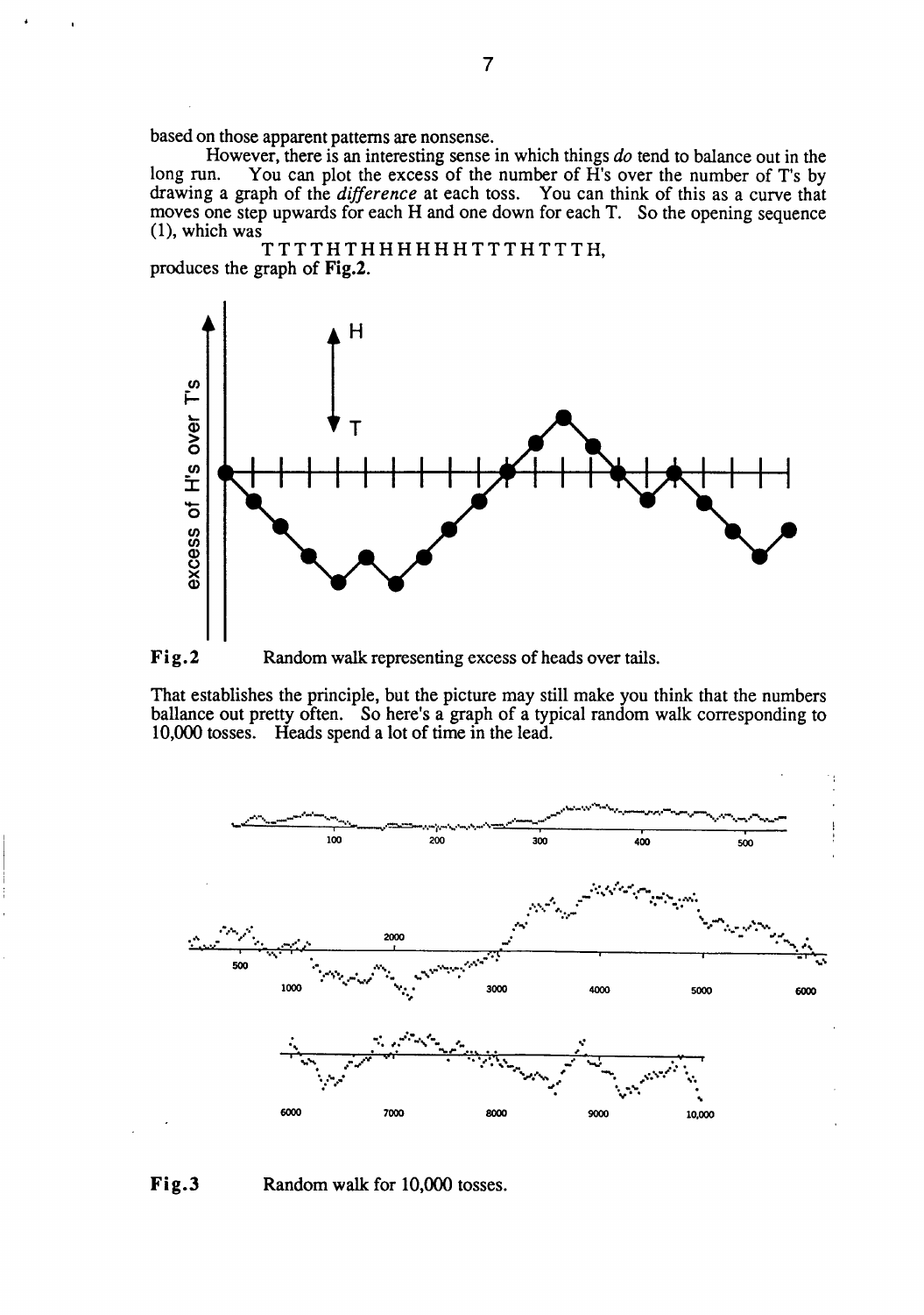based on those apparent patterns are nonsense.

However, there is an interesting sense in which things *do* tend to balance out in the long run. You can plot the excess of the number of H's over the number of T's by drawing a graph of the *difference* at each toss. You can think of this as a curve that moves one step upwards for each H and one down for each T. So the opening sequence (1), which was

T T T T H T H H H H H H T T T H T T T H,

produces the graph of **Fig.2**.

**Fig.2** Random walk representing excess of heads over tails.

That establishes the principle, but the picture may still make you think that the numbers ballance out pretty often. So here's a graph of a typical random walk corresponding to 10,000 tosses. Heads spend a lot of time in the lead.

**Fig.3** Random walk for 10,000 tosses.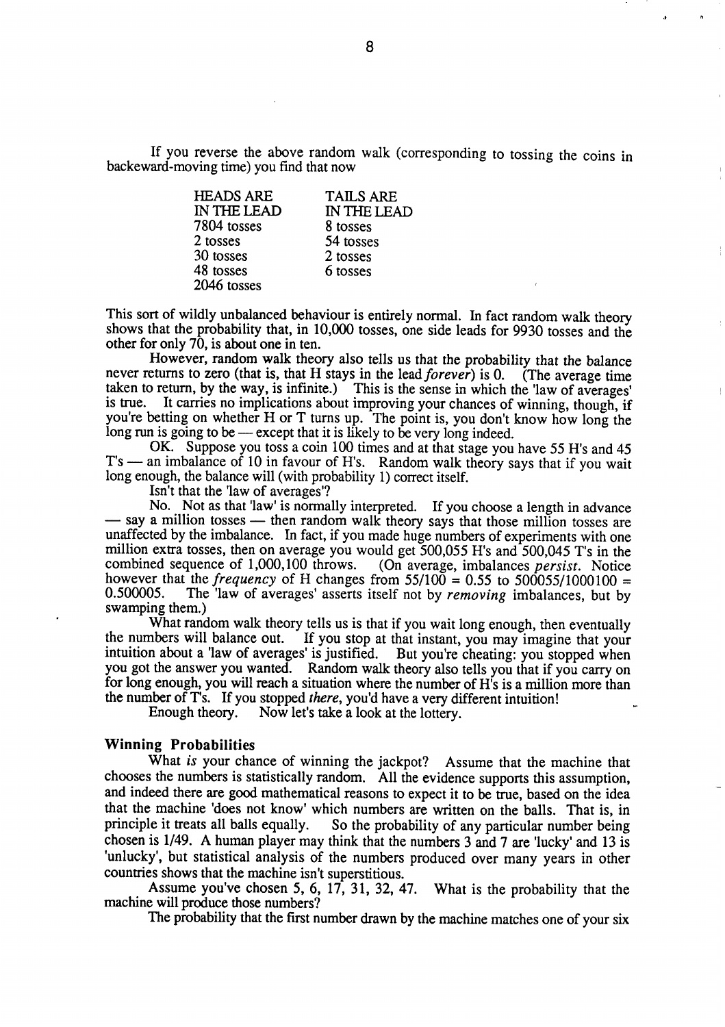If you reverse the above random walk (corresponding to tossing the coins in backeward-moving time) you find that now

| HEADS ARE IN THE LEAD | TAILS ARE IN THE LEAD |
|---|---|
| 7804 tosses | 8 tosses |
| 2 tosses | 54 tosses |
| 30 tosses | 2 tosses |
| 48 tosses | 6 tosses |
| 2046 tosses | |

This sort of wildly unbalanced behaviour is entirely normal. In fact random walk theory shows that the probability that, in 10,000 tosses, one side leads for 9930 tosses and the other for only 70, is about one in ten.

However, random walk theory also tells us that the probability that the balance never returns to zero (that is, that H stays in the lead *forever*) is 0. (The average time taken to return, by the way, is infinite.) This is the sense in which the 'law of averages' is true. It carries no implications about improving your chances of winning, though, if you're betting on whether H or T turns up. The point is, you don't know how long the long run is going to be — except that it is likely to be very long indeed.

OK. Suppose you toss a coin 100 times and at that stage you have 55 H's and 45 T's — an imbalance of 10 in favour of H's. Random walk theory says that if you wait long enough, the balance will (with probability 1) correct itself.

Isn't that the 'law of averages'?

No. Not as that 'law' is normally interpreted. If you choose a length in advance — say a million tosses — then random walk theory says that those million tosses are unaffected by the imbalance. In fact, if you made huge numbers of experiments with one million extra tosses, then on average you would get 500,055 H's and 500,045 T's in the combined sequence of 1,000,100 throws. (On average, imbalances *persist*. Notice however that the *frequency* of H changes from 55/100 = 0.55 to 500055/1000100 = 0.500005. The 'law of averages' asserts itself not by *removing* imbalances, but by swamping them.)

What random walk theory tells us is that if you wait long enough, then eventually the numbers will balance out. If you stop at that instant, you may imagine that your intuition about a 'law of averages' is justified. But you're cheating: you stopped when you got the answer you wanted. Random walk theory also tells you that if you carry on for long enough, you will reach a situation where the number of H's is a million more than the number of T's. If you stopped *there*, you'd have a very different intuition!

Enough theory. Now let's take a look at the lottery.

### Winning Probabilities

What *is* your chance of winning the jackpot? Assume that the machine that chooses the numbers is statistically random. All the evidence supports this assumption, and indeed there are good mathematical reasons to expect it to be true, based on the idea that the machine 'does not know' which numbers are written on the balls. That is, in principle it treats all balls equally. So the probability of any particular number being chosen is 1/49. A human player may think that the numbers 3 and 7 are 'lucky' and 13 is 'unlucky', but statistical analysis of the numbers produced over many years in other countries shows that the machine isn't superstitious.

Assume you've chosen 5, 6, 17, 31, 32, 47. What is the probability that the machine will produce those numbers?

The probability that the first number drawn by the machine matches one of your six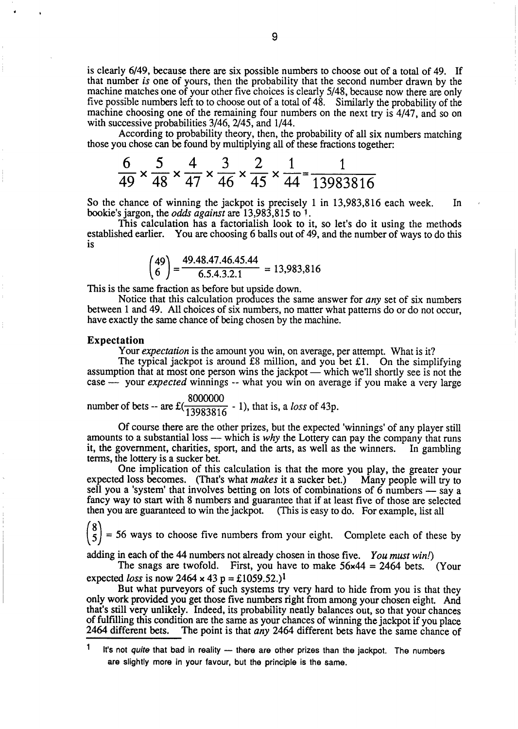is clearly 6/49, because there are six possible numbers to choose out of a total of 49. If that number *is* one of yours, then the probability that the second number drawn by the machine matches one of your other five choices is clearly 5/48, because now there are only five possible numbers left to to choose out of a total of 48. Similarly the probability of the machine choosing one of the remaining four numbers on the next try is 4/47, and so on with successive probabilities 3/46, 2/45, and 1/44.

According to probability theory, then, the probability of all six numbers matching those you chose can be found by multiplying all of these fractions together:

$$\frac{6}{49} \times \frac{5}{48} \times \frac{4}{47} \times \frac{3}{46} \times \frac{2}{45} \times \frac{1}{44} = \frac{1}{13983816}$$

So the chance of winning the jackpot is precisely 1 in 13,983,816 each week. In bookie's jargon, the *odds against* are 13,983,815 to 1.

This calculation has a factorialish look to it, so let's do it using the methods established earlier. You are choosing 6 balls out of 49, and the number of ways to do this is

$$\binom{49}{6} = \frac{49.48.47.46.45.44}{6.5.4.3.2.1} = 13{,}983{,}816$$

This is the same fraction as before but upside down.

Notice that this calculation produces the same answer for *any* set of six numbers between 1 and 49. All choices of six numbers, no matter what patterns do or do not occur, have exactly the same chance of being chosen by the machine.

### Expectation

Your *expectation* is the amount you win, on average, per attempt. What is it?

The typical jackpot is around £8 million, and you bet £1. On the simplifying assumption that at most one person wins the jackpot — which we'll shortly see is not the case — your *expected* winnings -- what you win on average if you make a very large number of bets -- are £$(\frac{8000000}{13983816} - 1)$, that is, a *loss* of 43p.

Of course there are the other prizes, but the expected 'winnings' of any player still amounts to a substantial loss — which is *why* the Lottery can pay the company that runs it, the government, charities, sport, and the arts, as well as the winners. In gambling terms, the lottery is a sucker bet.

One implication of this calculation is that the more you play, the greater your expected loss becomes. (That's what *makes* it a sucker bet.) Many people will try to sell you a 'system' that involves betting on lots of combinations of 6 numbers — say a fancy way to start with 8 numbers and guarantee that if at least five of those are selected then you are guaranteed to win the jackpot. (This is easy to do. For example, list all $\binom{8}{5} = 56$ ways to choose five numbers from your eight. Complete each of these by adding in each of the 44 numbers not already chosen in those five. *You must win!*)

The snags are twofold. First, you have to make $56 \times 44 = 2464$ bets. (Your expected *loss* is now $2464 \times 43$ p = £1059.52.)[1]

But what purveyors of such systems try very hard to hide from you is that they only work provided you get those five numbers right from among your chosen eight. And that's still very unlikely. Indeed, its probability neatly balances out, so that your chances of fulfilling this condition are the same as your chances of winning the jackpot if you place 2464 different bets. The point is that *any* 2464 different bets have the same chance of

[1] It's not *quite* that bad in reality — there are other prizes than the jackpot. The numbers are slightly more in your favour, but the principle is the same.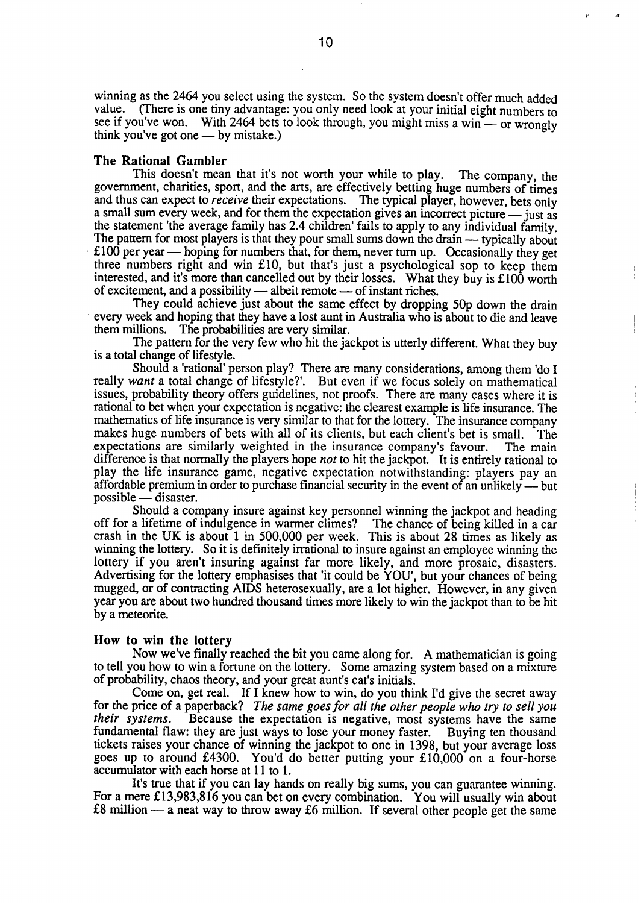winning as the 2464 you select using the system. So the system doesn't offer much added value. (There is one tiny advantage: you only need look at your initial eight numbers to see if you've won. With 2464 bets to look through, you might miss a win — or wrongly think you've got one — by mistake.)

### The Rational Gambler

This doesn't mean that it's not worth your while to play. The company, the government, charities, sport, and the arts, are effectively betting huge numbers of times and thus can expect to *receive* their expectations. The typical player, however, bets only a small sum every week, and for them the expectation gives an incorrect picture — just as the statement 'the average family has 2.4 children' fails to apply to any individual family. The pattern for most players is that they pour small sums down the drain — typically about £100 per year — hoping for numbers that, for them, never turn up. Occasionally they get three numbers right and win £10, but that's just a psychological sop to keep them interested, and it's more than cancelled out by their losses. What they buy is £100 worth of excitement, and a possibility — albeit remote — of instant riches.

They could achieve just about the same effect by dropping 50p down the drain every week and hoping that they have a lost aunt in Australia who is about to die and leave them millions. The probabilities are very similar.

The pattern for the very few who hit the jackpot is utterly different. What they buy is a total change of lifestyle.

Should a 'rational' person play? There are many considerations, among them 'do I really *want* a total change of lifestyle?'. But even if we focus solely on mathematical issues, probability theory offers guidelines, not proofs. There are many cases where it is rational to bet when your expectation is negative: the clearest example is life insurance. The mathematics of life insurance is very similar to that for the lottery. The insurance company makes huge numbers of bets with all of its clients, but each client's bet is small. The expectations are similarly weighted in the insurance company's favour. The main difference is that normally the players hope *not* to hit the jackpot. It is entirely rational to play the life insurance game, negative expectation notwithstanding: players pay an affordable premium in order to purchase financial security in the event of an unlikely — but possible — disaster.

Should a company insure against key personnel winning the jackpot and heading off for a lifetime of indulgence in warmer climes? The chance of being killed in a car crash in the UK is about 1 in 500,000 per week. This is about 28 times as likely as winning the lottery. So it is definitely irrational to insure against an employee winning the lottery if you aren't insuring against far more likely, and more prosaic, disasters. Advertising for the lottery emphasises that 'it could be YOU', but your chances of being mugged, or of contracting AIDS heterosexually, are a lot higher. However, in any given year you are about two hundred thousand times more likely to win the jackpot than to be hit by a meteorite.

### How to win the lottery

Now we've finally reached the bit you came along for. A mathematician is going to tell you how to win a fortune on the lottery. Some amazing system based on a mixture of probability, chaos theory, and your great aunt's cat's initials.

Come on, get real. If I knew how to win, do you think I'd give the secret away for the price of a paperback? *The same goes for all the other people who try to sell you their systems.* Because the expectation is negative, most systems have the same fundamental flaw: they are just ways to lose your money faster. Buying ten thousand tickets raises your chance of winning the jackpot to one in 1398, but your average loss goes up to around £4300. You'd do better putting your £10,000 on a four-horse accumulator with each horse at 11 to 1.

It's true that if you can lay hands on really big sums, you can guarantee winning. For a mere £13,983,816 you can bet on every combination. You will usually win about £8 million — a neat way to throw away £6 million. If several other people get the same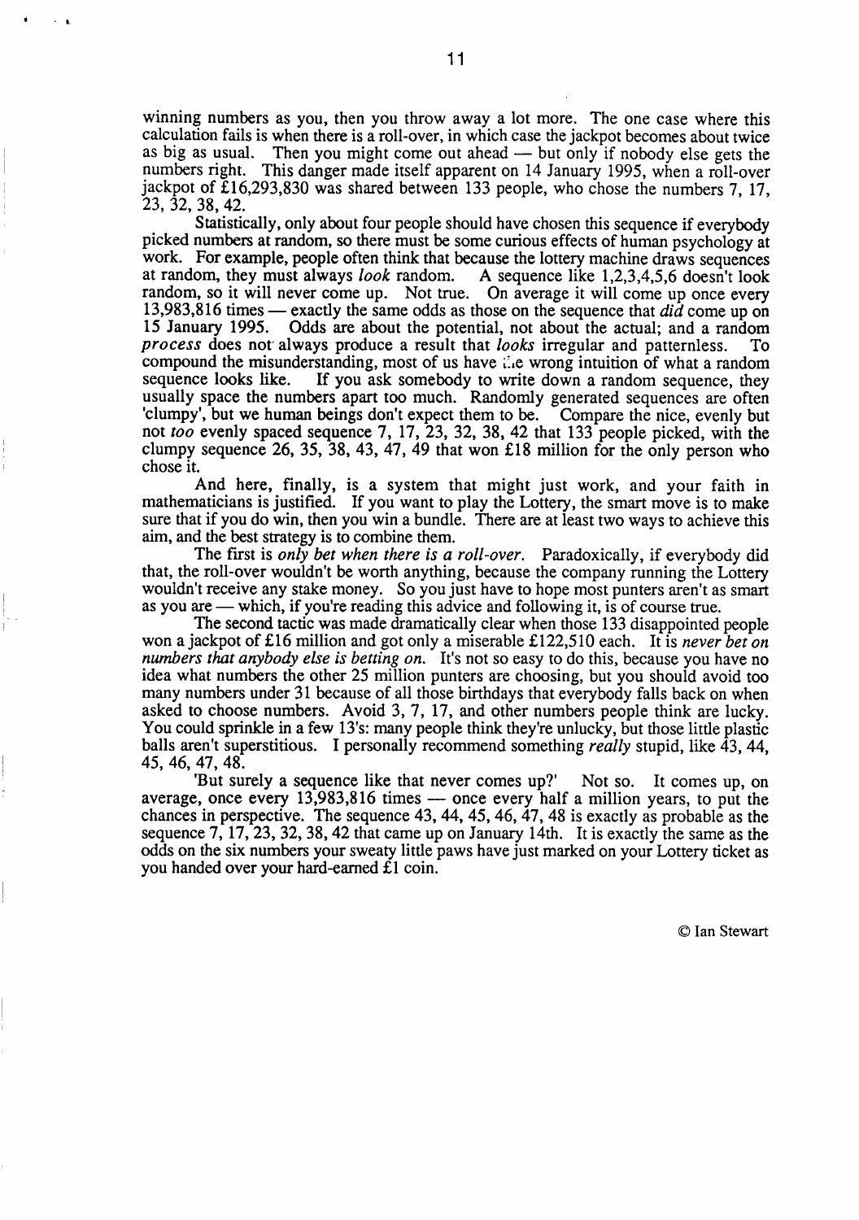winning numbers as you, then you throw away a lot more. The one case where this calculation fails is when there is a roll-over, in which case the jackpot becomes about twice as big as usual. Then you might come out ahead — but only if nobody else gets the numbers right. This danger made itself apparent on 14 January 1995, when a roll-over jackpot of £16,293,830 was shared between 133 people, who chose the numbers 7, 17, 23, 32, 38, 42.

Statistically, only about four people should have chosen this sequence if everybody picked numbers at random, so there must be some curious effects of human psychology at work. For example, people often think that because the lottery machine draws sequences at random, they must always *look* random. A sequence like 1,2,3,4,5,6 doesn't look random, so it will never come up. Not true. On average it will come up once every 13,983,816 times — exactly the same odds as those on the sequence that *did* come up on 15 January 1995. Odds are about the potential, not about the actual; and a random *process* does not always produce a result that *looks* irregular and patternless. To compound the misunderstanding, most of us have the wrong intuition of what a random sequence looks like. If you ask somebody to write down a random sequence, they usually space the numbers apart too much. Randomly generated sequences are often 'clumpy', but we human beings don't expect them to be. Compare the nice, evenly but not *too* evenly spaced sequence 7, 17, 23, 32, 38, 42 that 133 people picked, with the clumpy sequence 26, 35, 38, 43, 47, 49 that won £18 million for the only person who chose it.

And here, finally, is a system that might just work, and your faith in mathematicians is justified. If you want to play the Lottery, the smart move is to make sure that if you do win, then you win a bundle. There are at least two ways to achieve this aim, and the best strategy is to combine them.

The first is *only bet when there is a roll-over*. Paradoxically, if everybody did that, the roll-over wouldn't be worth anything, because the company running the Lottery wouldn't receive any stake money. So you just have to hope most punters aren't as smart as you are — which, if you're reading this advice and following it, is of course true.

The second tactic was made dramatically clear when those 133 disappointed people won a jackpot of £16 million and got only a miserable £122,510 each. It is *never bet on numbers that anybody else is betting on*. It's not so easy to do this, because you have no idea what numbers the other 25 million punters are choosing, but you should avoid too many numbers under 31 because of all those birthdays that everybody falls back on when asked to choose numbers. Avoid 3, 7, 17, and other numbers people think are lucky. You could sprinkle in a few 13's: many people think they're unlucky, but those little plastic balls aren't superstitious. I personally recommend something *really* stupid, like 43, 44, 45, 46, 47, 48.

'But surely a sequence like that never comes up?' Not so. It comes up, on average, once every 13,983,816 times — once every half a million years, to put the chances in perspective. The sequence 43, 44, 45, 46, 47, 48 is exactly as probable as the sequence 7, 17, 23, 32, 38, 42 that came up on January 14th. It is exactly the same as the odds on the six numbers your sweaty little paws have just marked on your Lottery ticket as you handed over your hard-earned £1 coin.

© Ian Stewart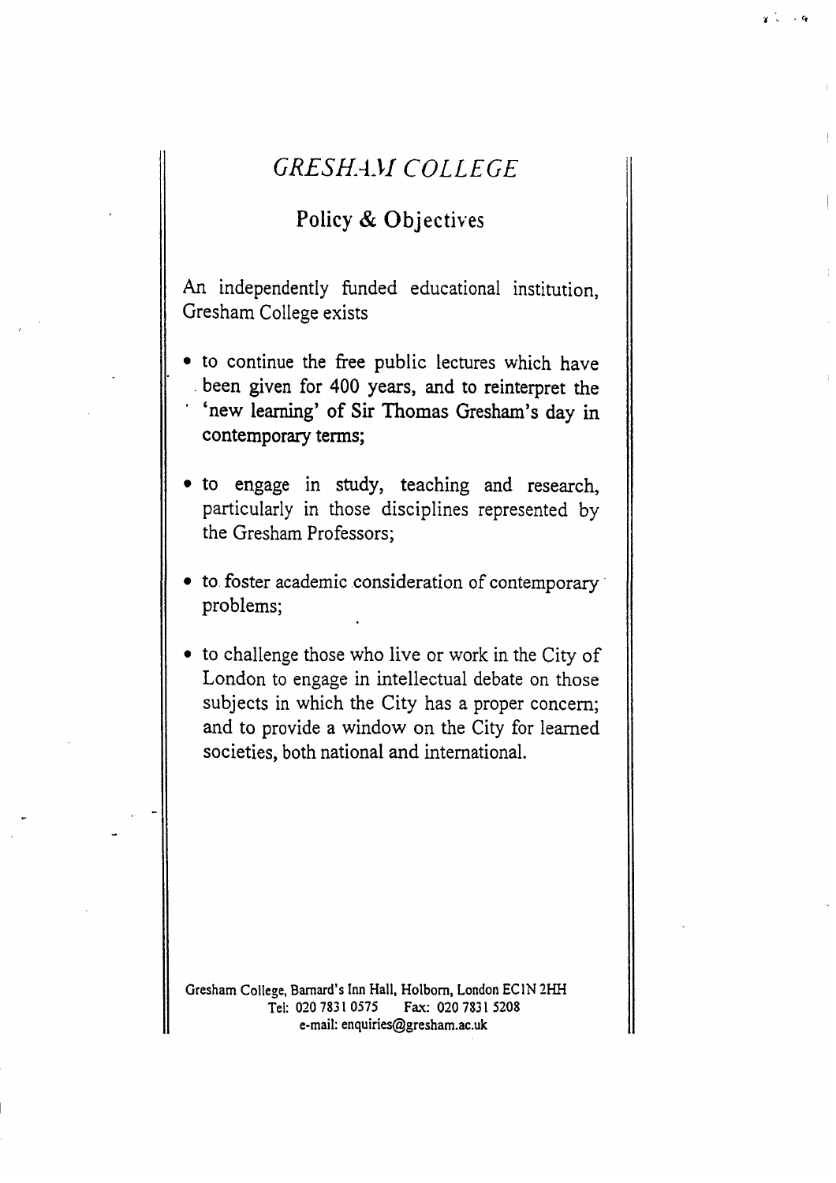# *GRESHAM COLLEGE*

## Policy & Objectives

An independently funded educational institution, Gresham College exists

- to continue the free public lectures which have been given for 400 years, and to reinterpret the 'new learning' of Sir Thomas Gresham's day in contemporary terms;
- to engage in study, teaching and research, particularly in those disciplines represented by the Gresham Professors;
- to foster academic consideration of contemporary problems;
- to challenge those who live or work in the City of London to engage in intellectual debate on those subjects in which the City has a proper concern; and to provide a window on the City for learned societies, both national and international.

Gresham College, Barnard's Inn Hall, Holborn, London EC1N 2HH
Tel: 020 7831 0575 Fax: 020 7831 5208
e-mail: enquiries@gresham.ac.uk